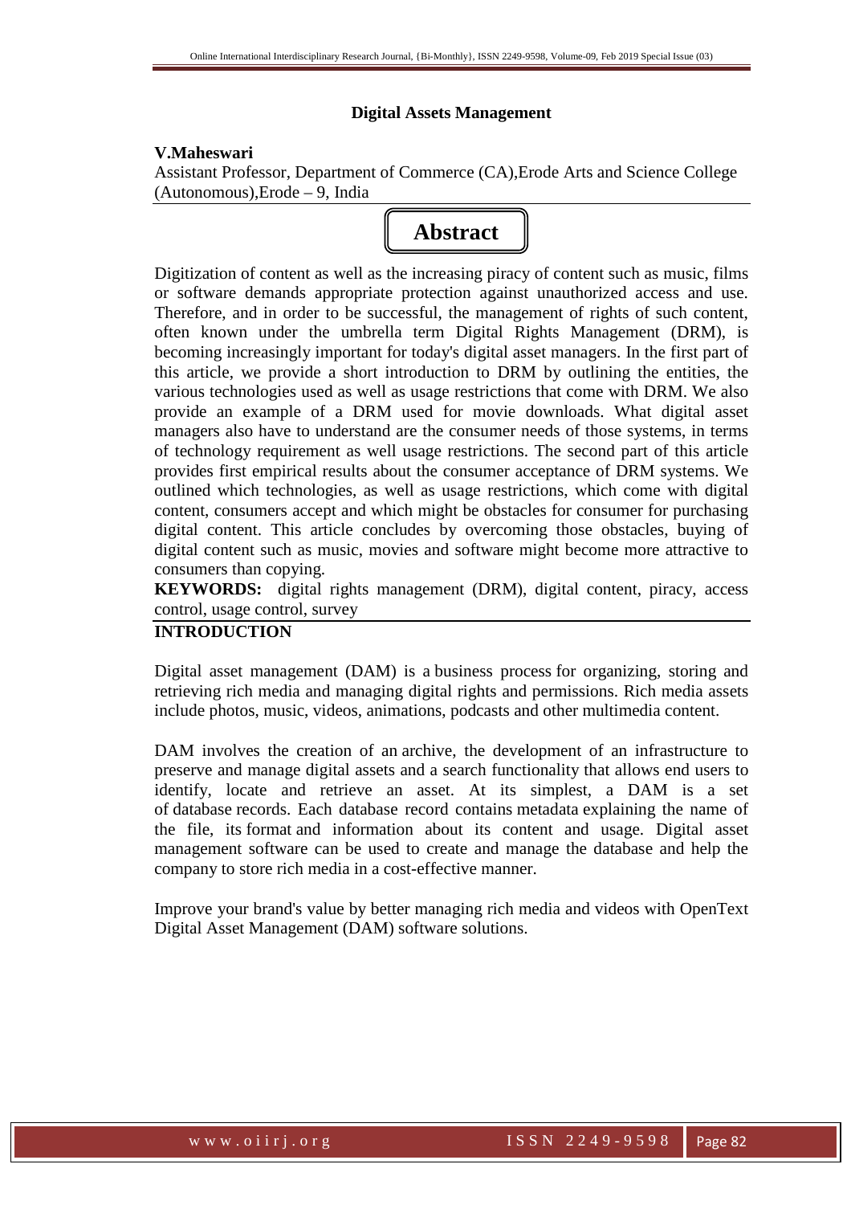# Digital Assets Management

**V.Maheswari**

Assistant Professor, Department of Commerce (CA),Erode Arts and Science College (Autonomous),Erode – 9, India

## Abstract

Digitization of content as well as the increasing piracy of content such as music, films or software demands appropriate protection against unauthorized access and use. Therefore, and in order to be successful, the management of rights of such content, often known under the umbrella term Digital Rights Management (DRM), is becoming increasingly important for today's digital asset managers. In the first part of this article, we provide a short introduction to DRM by outlining the entities, the various technologies used as well as usage restrictions that come with DRM. We also provide an example of a DRM used for movie downloads. What digital asset managers also have to understand are the consumer needs of those systems, in terms of technology requirement as well usage restrictions. The second part of this article provides first empirical results about the consumer acceptance of DRM systems. We outlined which technologies, as well as usage restrictions, which come with digital content, consumers accept and which might be obstacles for consumer for purchasing digital content. This article concludes by overcoming those obstacles, buying of digital content such as music, movies and software might become more attractive to consumers than copying.

**KEYWORDS:** digital rights management (DRM), digital content, piracy, access control, usage control, survey

## INTRODUCTION

Digital asset management (DAM) is a business process for organizing, storing and retrieving rich media and managing digital rights and permissions. Rich media assets include photos, music, videos, animations, podcasts and other multimedia content.

DAM involves the creation of an archive, the development of an infrastructure to preserve and manage digital assets and a search functionality that allows end users to identify, locate and retrieve an asset. At its simplest, a DAM is a set of database records. Each database record contains metadata explaining the name of the file, its format and information about its content and usage. Digital asset management software can be used to create and manage the database and help the company to store rich media in a cost-effective manner.

Improve your brand's value by better managing rich media and videos with OpenText Digital Asset Management (DAM) software solutions.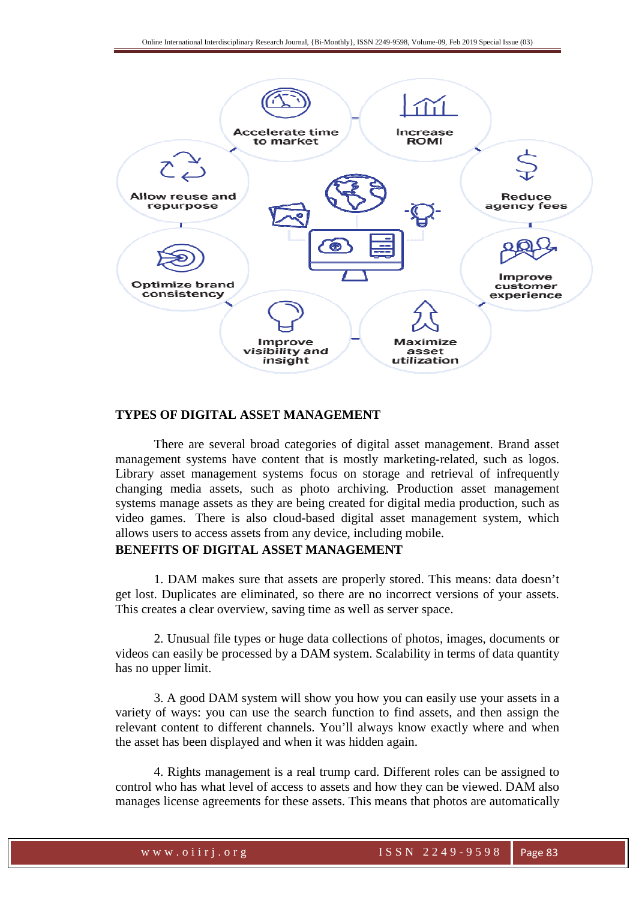## TYPES OF DIGITAL ASSET MANAGEMENT

There are several broad categories of digital asset management. Brand asset management systems have content that is mostly marketing-related, such as logos. Library asset management systems focus on storage and retrieval of infrequently changing media assets, such as photo archiving. Production asset management systems manage assets as they are being created for digital media production, such as video games. There is also cloud-based digital asset management system, which allows users to access assets from any device, including mobile.

## BENEFITS OF DIGITAL ASSET MANAGEMENT

1. DAM makes sure that assets are properly stored. This means: data doesn't get lost. Duplicates are eliminated, so there are no incorrect versions of your assets. This creates a clear overview, saving time as well as server space.

2. Unusual file types or huge data collections of photos, images, documents or videos can easily be processed by a DAM system. Scalability in terms of data quantity has no upper limit.

3. A good DAM system will show you how you can easily use your assets in a variety of ways: you can use the search function to find assets, and then assign the relevant content to different channels. You'll always know exactly where and when the asset has been displayed and when it was hidden again.

4. Rights management is a real trump card. Different roles can be assigned to control who has what level of access to assets and how they can be viewed. DAM also manages license agreements for these assets. This means that photos are automatically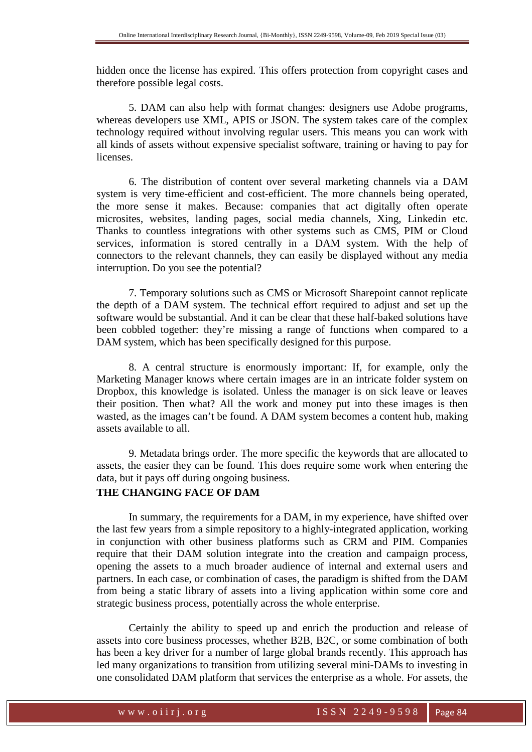hidden once the license has expired. This offers protection from copyright cases and therefore possible legal costs.

5. DAM can also help with format changes: designers use Adobe programs, whereas developers use XML, APIS or JSON. The system takes care of the complex technology required without involving regular users. This means you can work with all kinds of assets without expensive specialist software, training or having to pay for licenses.

6. The distribution of content over several marketing channels via a DAM system is very time-efficient and cost-efficient. The more channels being operated, the more sense it makes. Because: companies that act digitally often operate microsites, websites, landing pages, social media channels, Xing, Linkedin etc. Thanks to countless integrations with other systems such as CMS, PIM or Cloud services, information is stored centrally in a DAM system. With the help of connectors to the relevant channels, they can easily be displayed without any media interruption. Do you see the potential?

7. Temporary solutions such as CMS or Microsoft Sharepoint cannot replicate the depth of a DAM system. The technical effort required to adjust and set up the software would be substantial. And it can be clear that these half-baked solutions have been cobbled together: they're missing a range of functions when compared to a DAM system, which has been specifically designed for this purpose.

8. A central structure is enormously important: If, for example, only the Marketing Manager knows where certain images are in an intricate folder system on Dropbox, this knowledge is isolated. Unless the manager is on sick leave or leaves their position. Then what? All the work and money put into these images is then wasted, as the images can't be found. A DAM system becomes a content hub, making assets available to all.

9. Metadata brings order. The more specific the keywords that are allocated to assets, the easier they can be found. This does require some work when entering the data, but it pays off during ongoing business.

## THE CHANGING FACE OF DAM

In summary, the requirements for a DAM, in my experience, have shifted over the last few years from a simple repository to a highly-integrated application, working in conjunction with other business platforms such as CRM and PIM. Companies require that their DAM solution integrate into the creation and campaign process, opening the assets to a much broader audience of internal and external users and partners. In each case, or combination of cases, the paradigm is shifted from the DAM from being a static library of assets into a living application within some core and strategic business process, potentially across the whole enterprise.

Certainly the ability to speed up and enrich the production and release of assets into core business processes, whether B2B, B2C, or some combination of both has been a key driver for a number of large global brands recently. This approach has led many organizations to transition from utilizing several mini-DAMs to investing in one consolidated DAM platform that services the enterprise as a whole. For assets, the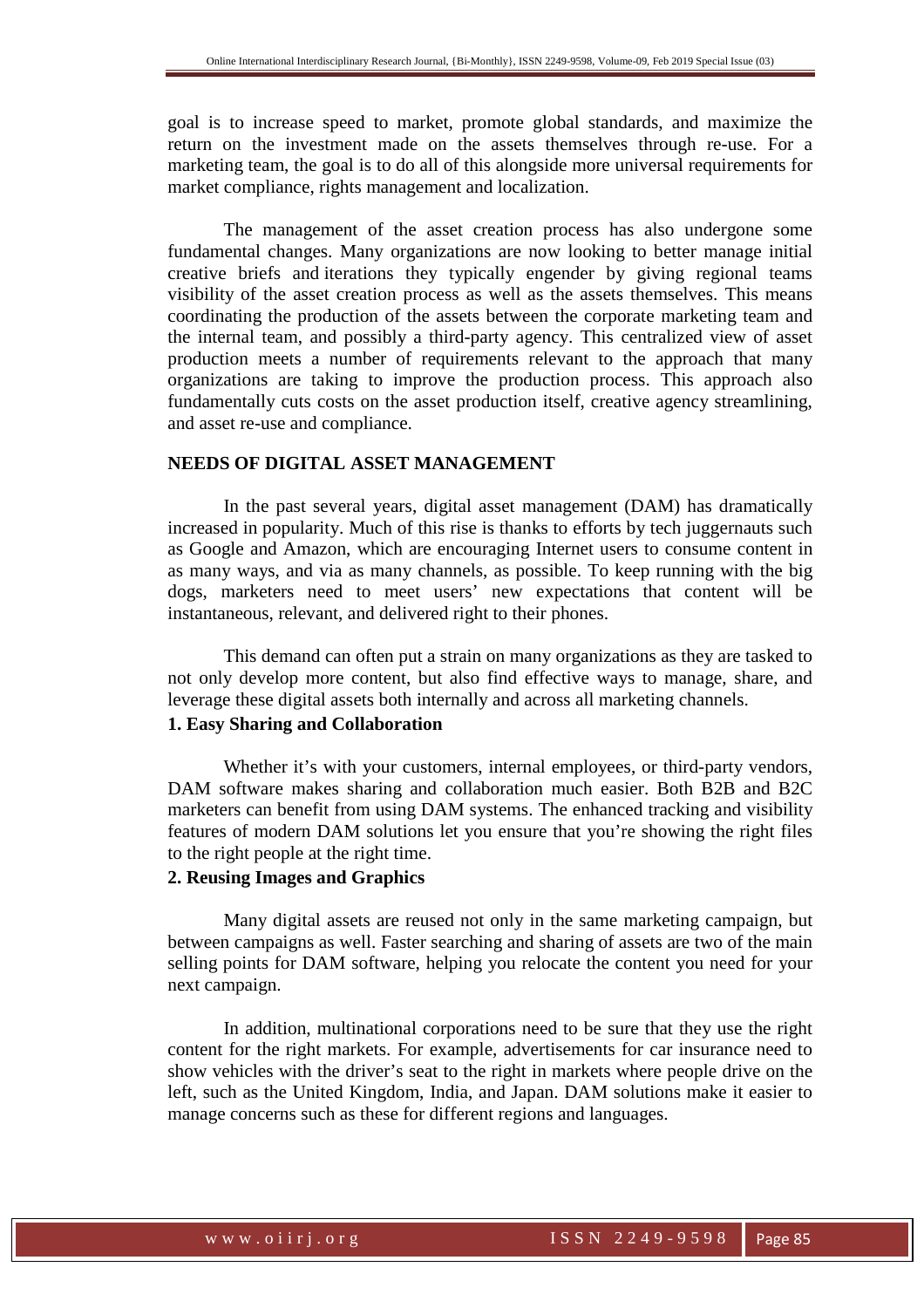goal is to increase speed to market, promote global standards, and maximize the return on the investment made on the assets themselves through re-use. For a marketing team, the goal is to do all of this alongside more universal requirements for market compliance, rights management and localization.

The management of the asset creation process has also undergone some fundamental changes. Many organizations are now looking to better manage initial creative briefs and iterations they typically engender by giving regional teams visibility of the asset creation process as well as the assets themselves. This means coordinating the production of the assets between the corporate marketing team and the internal team, and possibly a third-party agency. This centralized view of asset production meets a number of requirements relevant to the approach that many organizations are taking to improve the production process. This approach also fundamentally cuts costs on the asset production itself, creative agency streamlining, and asset re-use and compliance.

## NEEDS OF DIGITAL ASSET MANAGEMENT

In the past several years, digital asset management (DAM) has dramatically increased in popularity. Much of this rise is thanks to efforts by tech juggernauts such as Google and Amazon, which are encouraging Internet users to consume content in as many ways, and via as many channels, as possible. To keep running with the big dogs, marketers need to meet users' new expectations that content will be instantaneous, relevant, and delivered right to their phones.

This demand can often put a strain on many organizations as they are tasked to not only develop more content, but also find effective ways to manage, share, and leverage these digital assets both internally and across all marketing channels.

### 1. Easy Sharing and Collaboration

Whether it's with your customers, internal employees, or third-party vendors, DAM software makes sharing and collaboration much easier. Both B2B and B2C marketers can benefit from using DAM systems. The enhanced tracking and visibility features of modern DAM solutions let you ensure that you're showing the right files to the right people at the right time.

### 2. Reusing Images and Graphics

Many digital assets are reused not only in the same marketing campaign, but between campaigns as well. Faster searching and sharing of assets are two of the main selling points for DAM software, helping you relocate the content you need for your next campaign.

In addition, multinational corporations need to be sure that they use the right content for the right markets. For example, advertisements for car insurance need to show vehicles with the driver's seat to the right in markets where people drive on the left, such as the United Kingdom, India, and Japan. DAM solutions make it easier to manage concerns such as these for different regions and languages.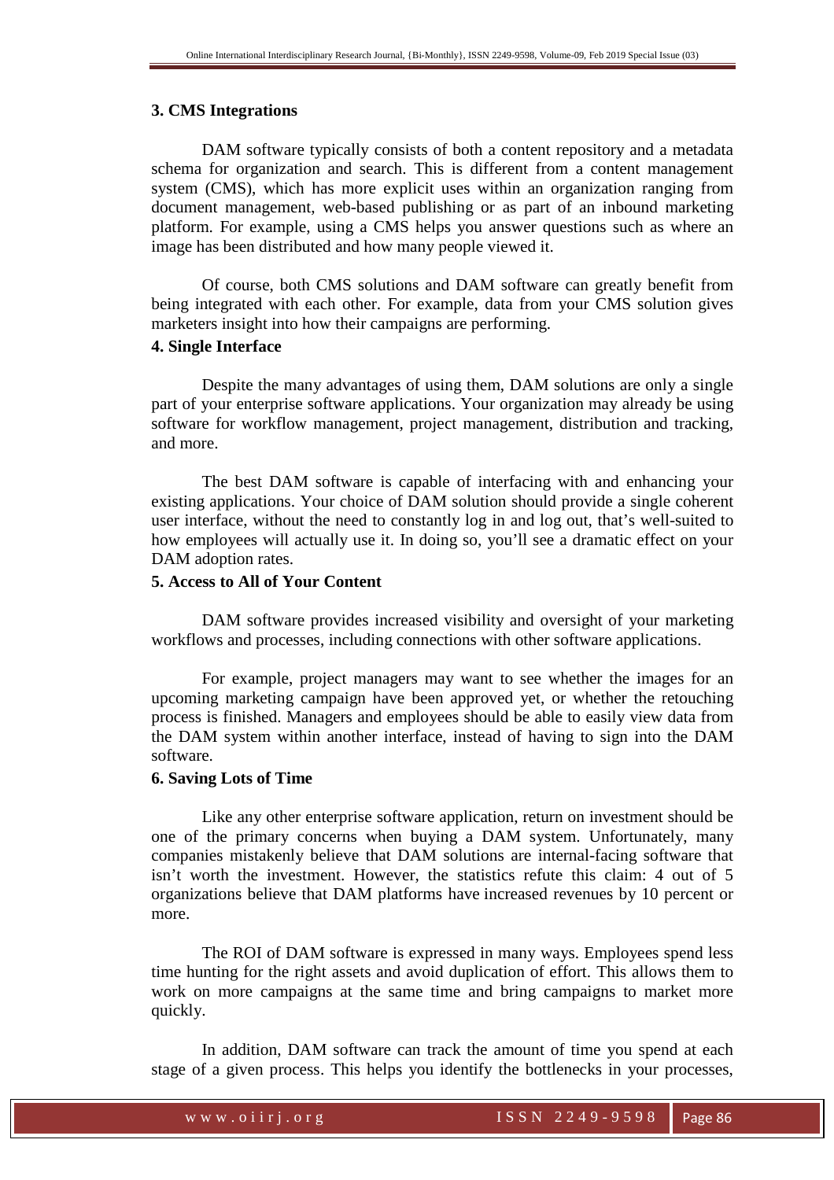**3. CMS Integrations**

DAM software typically consists of both a content repository and a metadata schema for organization and search. This is different from a content management system (CMS), which has more explicit uses within an organization ranging from document management, web-based publishing or as part of an inbound marketing platform. For example, using a CMS helps you answer questions such as where an image has been distributed and how many people viewed it.

Of course, both CMS solutions and DAM software can greatly benefit from being integrated with each other. For example, data from your CMS solution gives marketers insight into how their campaigns are performing.

**4. Single Interface**

Despite the many advantages of using them, DAM solutions are only a single part of your enterprise software applications. Your organization may already be using software for workflow management, project management, distribution and tracking, and more.

The best DAM software is capable of interfacing with and enhancing your existing applications. Your choice of DAM solution should provide a single coherent user interface, without the need to constantly log in and log out, that's well-suited to how employees will actually use it. In doing so, you'll see a dramatic effect on your DAM adoption rates.

**5. Access to All of Your Content**

DAM software provides increased visibility and oversight of your marketing workflows and processes, including connections with other software applications.

For example, project managers may want to see whether the images for an upcoming marketing campaign have been approved yet, or whether the retouching process is finished. Managers and employees should be able to easily view data from the DAM system within another interface, instead of having to sign into the DAM software.

**6. Saving Lots of Time**

Like any other enterprise software application, return on investment should be one of the primary concerns when buying a DAM system. Unfortunately, many companies mistakenly believe that DAM solutions are internal-facing software that isn't worth the investment. However, the statistics refute this claim: 4 out of 5 organizations believe that DAM platforms have increased revenues by 10 percent or more.

The ROI of DAM software is expressed in many ways. Employees spend less time hunting for the right assets and avoid duplication of effort. This allows them to work on more campaigns at the same time and bring campaigns to market more quickly.

In addition, DAM software can track the amount of time you spend at each stage of a given process. This helps you identify the bottlenecks in your processes,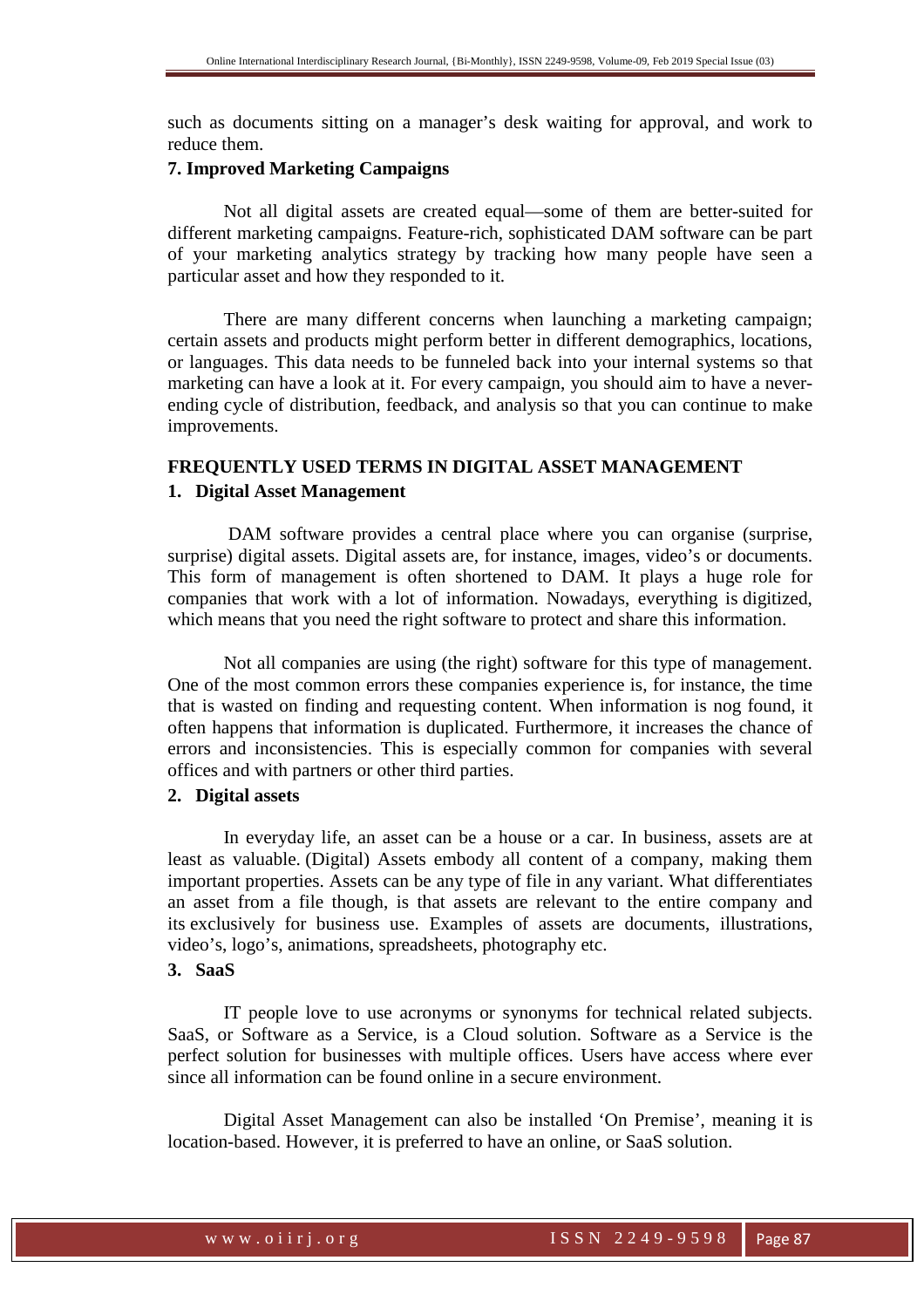such as documents sitting on a manager's desk waiting for approval, and work to reduce them.

**7. Improved Marketing Campaigns**

Not all digital assets are created equal—some of them are better-suited for different marketing campaigns. Feature-rich, sophisticated DAM software can be part of your marketing analytics strategy by tracking how many people have seen a particular asset and how they responded to it.

There are many different concerns when launching a marketing campaign; certain assets and products might perform better in different demographics, locations, or languages. This data needs to be funneled back into your internal systems so that marketing can have a look at it. For every campaign, you should aim to have a never-ending cycle of distribution, feedback, and analysis so that you can continue to make improvements.

## FREQUENTLY USED TERMS IN DIGITAL ASSET MANAGEMENT

**1. Digital Asset Management**

DAM software provides a central place where you can organise (surprise, surprise) digital assets. Digital assets are, for instance, images, video's or documents. This form of management is often shortened to DAM. It plays a huge role for companies that work with a lot of information. Nowadays, everything is digitized, which means that you need the right software to protect and share this information.

Not all companies are using (the right) software for this type of management. One of the most common errors these companies experience is, for instance, the time that is wasted on finding and requesting content. When information is nog found, it often happens that information is duplicated. Furthermore, it increases the chance of errors and inconsistencies. This is especially common for companies with several offices and with partners or other third parties.

**2. Digital assets**

In everyday life, an asset can be a house or a car. In business, assets are at least as valuable. (Digital) Assets embody all content of a company, making them important properties. Assets can be any type of file in any variant. What differentiates an asset from a file though, is that assets are relevant to the entire company and its exclusively for business use. Examples of assets are documents, illustrations, video's, logo's, animations, spreadsheets, photography etc.

**3. SaaS**

IT people love to use acronyms or synonyms for technical related subjects. SaaS, or Software as a Service, is a Cloud solution. Software as a Service is the perfect solution for businesses with multiple offices. Users have access where ever since all information can be found online in a secure environment.

Digital Asset Management can also be installed 'On Premise', meaning it is location-based. However, it is preferred to have an online, or SaaS solution.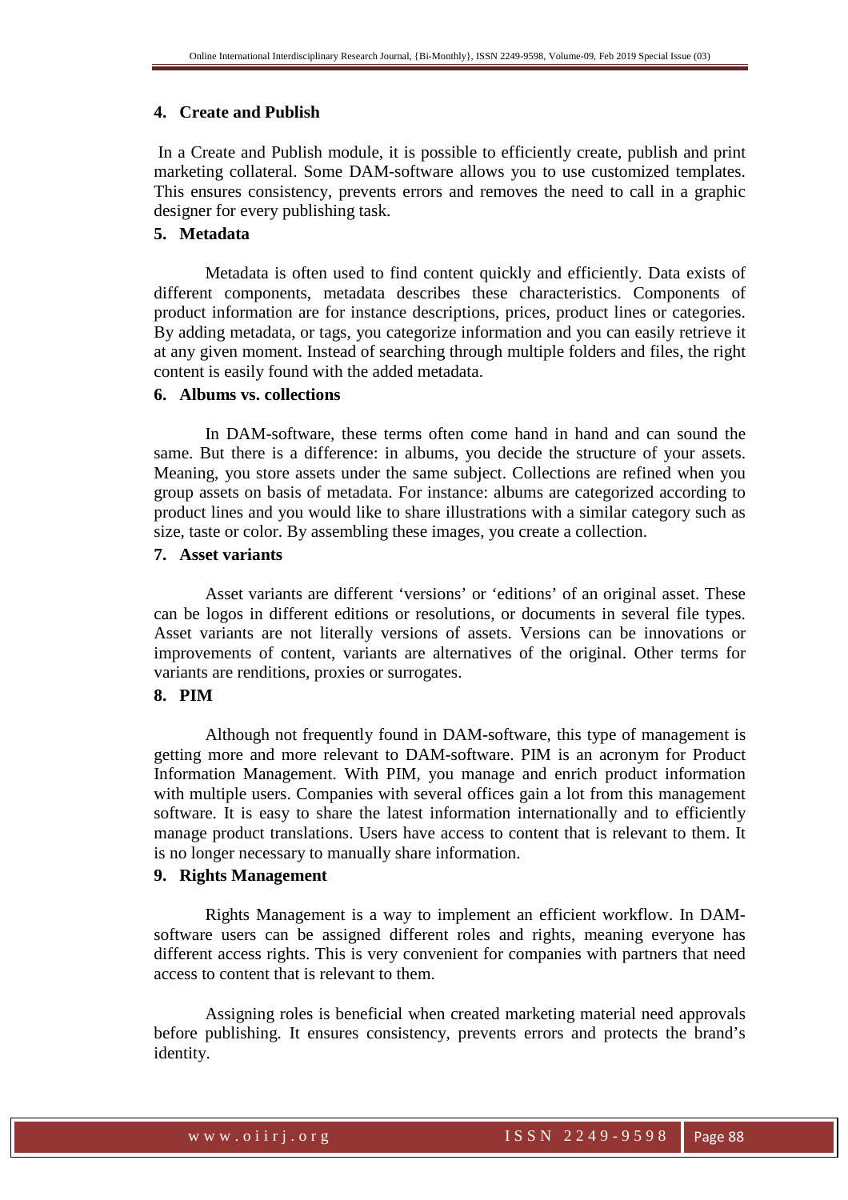#### 4. Create and Publish

In a Create and Publish module, it is possible to efficiently create, publish and print marketing collateral. Some DAM-software allows you to use customized templates. This ensures consistency, prevents errors and removes the need to call in a graphic designer for every publishing task.

#### 5. Metadata

Metadata is often used to find content quickly and efficiently. Data exists of different components, metadata describes these characteristics. Components of product information are for instance descriptions, prices, product lines or categories. By adding metadata, or tags, you categorize information and you can easily retrieve it at any given moment. Instead of searching through multiple folders and files, the right content is easily found with the added metadata.

#### 6. Albums vs. collections

In DAM-software, these terms often come hand in hand and can sound the same. But there is a difference: in albums, you decide the structure of your assets. Meaning, you store assets under the same subject. Collections are refined when you group assets on basis of metadata. For instance: albums are categorized according to product lines and you would like to share illustrations with a similar category such as size, taste or color. By assembling these images, you create a collection.

#### 7. Asset variants

Asset variants are different 'versions' or 'editions' of an original asset. These can be logos in different editions or resolutions, or documents in several file types. Asset variants are not literally versions of assets. Versions can be innovations or improvements of content, variants are alternatives of the original. Other terms for variants are renditions, proxies or surrogates.

#### 8. PIM

Although not frequently found in DAM-software, this type of management is getting more and more relevant to DAM-software. PIM is an acronym for Product Information Management. With PIM, you manage and enrich product information with multiple users. Companies with several offices gain a lot from this management software. It is easy to share the latest information internationally and to efficiently manage product translations. Users have access to content that is relevant to them. It is no longer necessary to manually share information.

#### 9. Rights Management

Rights Management is a way to implement an efficient workflow. In DAM-software users can be assigned different roles and rights, meaning everyone has different access rights. This is very convenient for companies with partners that need access to content that is relevant to them.

Assigning roles is beneficial when created marketing material need approvals before publishing. It ensures consistency, prevents errors and protects the brand's identity.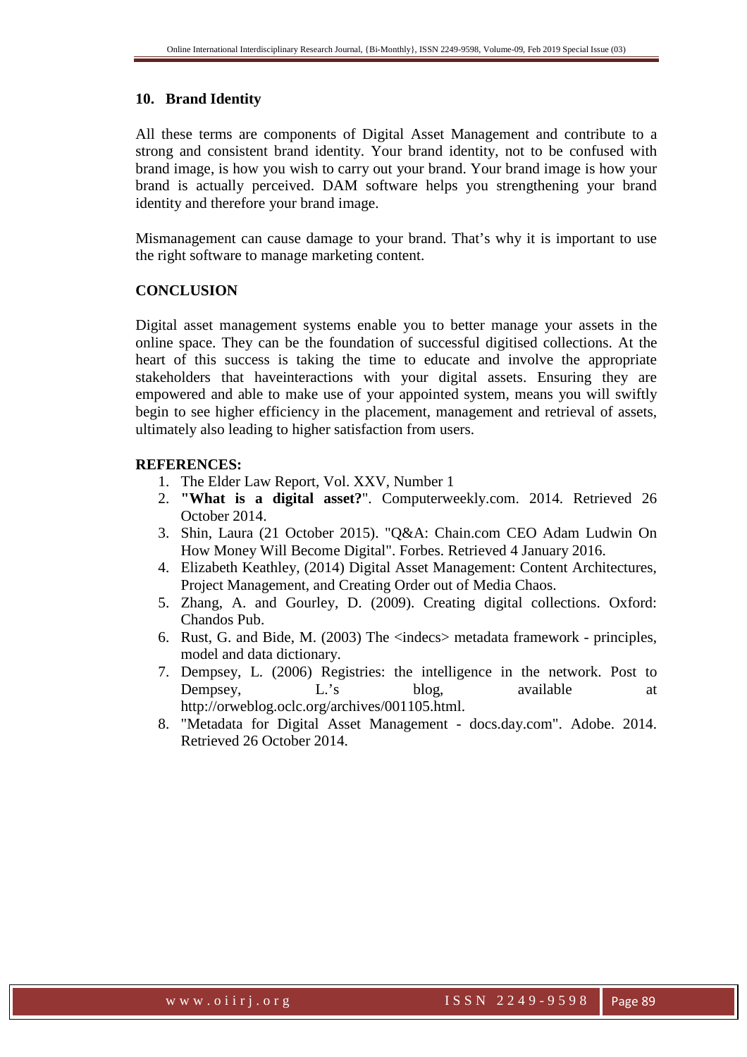## 10. Brand Identity

All these terms are components of Digital Asset Management and contribute to a strong and consistent brand identity. Your brand identity, not to be confused with brand image, is how you wish to carry out your brand. Your brand image is how your brand is actually perceived. DAM software helps you strengthening your brand identity and therefore your brand image.

Mismanagement can cause damage to your brand. That's why it is important to use the right software to manage marketing content.

## CONCLUSION

Digital asset management systems enable you to better manage your assets in the online space. They can be the foundation of successful digitised collections. At the heart of this success is taking the time to educate and involve the appropriate stakeholders that haveinteractions with your digital assets. Ensuring they are empowered and able to make use of your appointed system, means you will swiftly begin to see higher efficiency in the placement, management and retrieval of assets, ultimately also leading to higher satisfaction from users.

## REFERENCES:

1. The Elder Law Report, Vol. XXV, Number 1
2. **"What is a digital asset?**". Computerweekly.com. 2014. Retrieved 26 October 2014.
3. Shin, Laura (21 October 2015). "Q&A: Chain.com CEO Adam Ludwin On How Money Will Become Digital". Forbes. Retrieved 4 January 2016.
4. Elizabeth Keathley, (2014) Digital Asset Management: Content Architectures, Project Management, and Creating Order out of Media Chaos.
5. Zhang, A. and Gourley, D. (2009). Creating digital collections. Oxford: Chandos Pub.
6. Rust, G. and Bide, M. (2003) The <indecs> metadata framework - principles, model and data dictionary.
7. Dempsey, L. (2006) Registries: the intelligence in the network. Post to Dempsey, L.'s blog, available at http://orweblog.oclc.org/archives/001105.html.
8. "Metadata for Digital Asset Management - docs.day.com". Adobe. 2014. Retrieved 26 October 2014.